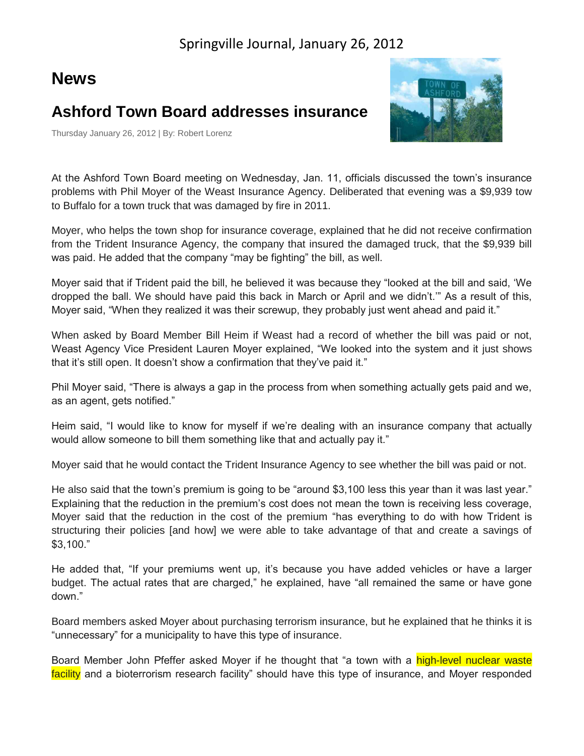Springville Journal, January 26, 2012

# News

## Ashford Town Board addresses insurance

Thursday January 26, 2012 | By: Robert Lorenz

At the Ashford Town Board meeting on Wednesday, Jan. 11, officials discussed the town's insurance problems with Phil Moyer of the Weast Insurance Agency. Deliberated that evening was a $9,939 tow to Buffalo for a town truck that was damaged by fire in 2011.

Moyer, who helps the town shop for insurance coverage, explained that he did not receive confirmation from the Trident Insurance Agency, the company that insured the damaged truck, that the $9,939 bill was paid. He added that the company "may be fighting" the bill, as well.

Moyer said that if Trident paid the bill, he believed it was because they "looked at the bill and said, 'We dropped the ball. We should have paid this back in March or April and we didn't.'" As a result of this, Moyer said, "When they realized it was their screwup, they probably just went ahead and paid it."

When asked by Board Member Bill Heim if Weast had a record of whether the bill was paid or not, Weast Agency Vice President Lauren Moyer explained, "We looked into the system and it just shows that it's still open. It doesn't show a confirmation that they've paid it."

Phil Moyer said, "There is always a gap in the process from when something actually gets paid and we, as an agent, gets notified."

Heim said, "I would like to know for myself if we're dealing with an insurance company that actually would allow someone to bill them something like that and actually pay it."

Moyer said that he would contact the Trident Insurance Agency to see whether the bill was paid or not.

He also said that the town's premium is going to be "around $3,100 less this year than it was last year." Explaining that the reduction in the premium's cost does not mean the town is receiving less coverage, Moyer said that the reduction in the cost of the premium "has everything to do with how Trident is structuring their policies [and how] we were able to take advantage of that and create a savings of $3,100."

He added that, "If your premiums went up, it's because you have added vehicles or have a larger budget. The actual rates that are charged," he explained, have "all remained the same or have gone down."

Board members asked Moyer about purchasing terrorism insurance, but he explained that he thinks it is "unnecessary" for a municipality to have this type of insurance.

Board Member John Pfeffer asked Moyer if he thought that "a town with a high-level nuclear waste facility and a bioterrorism research facility" should have this type of insurance, and Moyer responded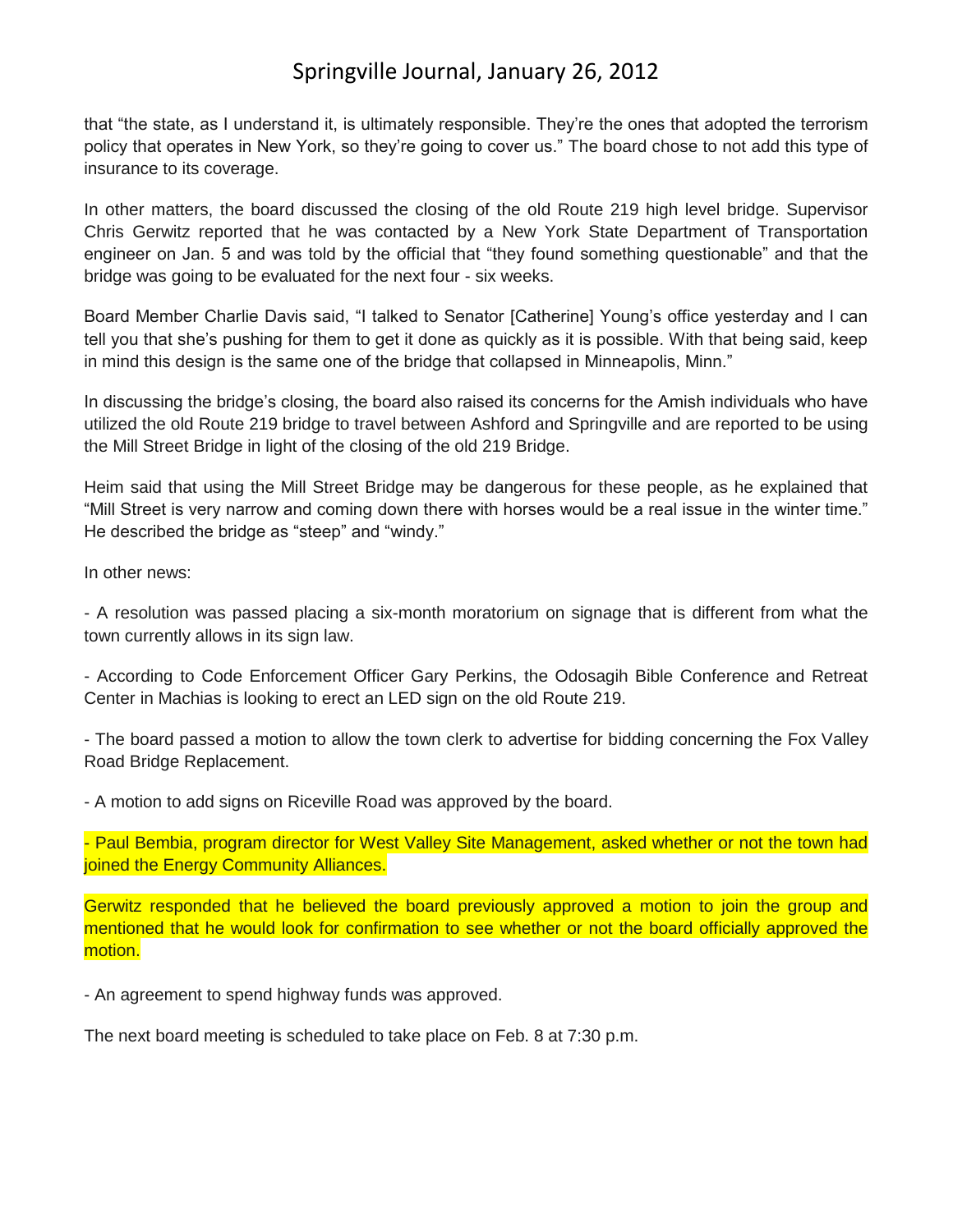that "the state, as I understand it, is ultimately responsible. They're the ones that adopted the terrorism policy that operates in New York, so they're going to cover us." The board chose to not add this type of insurance to its coverage.

In other matters, the board discussed the closing of the old Route 219 high level bridge. Supervisor Chris Gerwitz reported that he was contacted by a New York State Department of Transportation engineer on Jan. 5 and was told by the official that "they found something questionable" and that the bridge was going to be evaluated for the next four - six weeks.

Board Member Charlie Davis said, "I talked to Senator [Catherine] Young's office yesterday and I can tell you that she's pushing for them to get it done as quickly as it is possible. With that being said, keep in mind this design is the same one of the bridge that collapsed in Minneapolis, Minn."

In discussing the bridge's closing, the board also raised its concerns for the Amish individuals who have utilized the old Route 219 bridge to travel between Ashford and Springville and are reported to be using the Mill Street Bridge in light of the closing of the old 219 Bridge.

Heim said that using the Mill Street Bridge may be dangerous for these people, as he explained that "Mill Street is very narrow and coming down there with horses would be a real issue in the winter time." He described the bridge as "steep" and "windy."

In other news:

- A resolution was passed placing a six-month moratorium on signage that is different from what the town currently allows in its sign law.

- According to Code Enforcement Officer Gary Perkins, the Odosagih Bible Conference and Retreat Center in Machias is looking to erect an LED sign on the old Route 219.

- The board passed a motion to allow the town clerk to advertise for bidding concerning the Fox Valley Road Bridge Replacement.

- A motion to add signs on Riceville Road was approved by the board.

- Paul Bembia, program director for West Valley Site Management, asked whether or not the town had joined the Energy Community Alliances.

Gerwitz responded that he believed the board previously approved a motion to join the group and mentioned that he would look for confirmation to see whether or not the board officially approved the motion.

- An agreement to spend highway funds was approved.

The next board meeting is scheduled to take place on Feb. 8 at 7:30 p.m.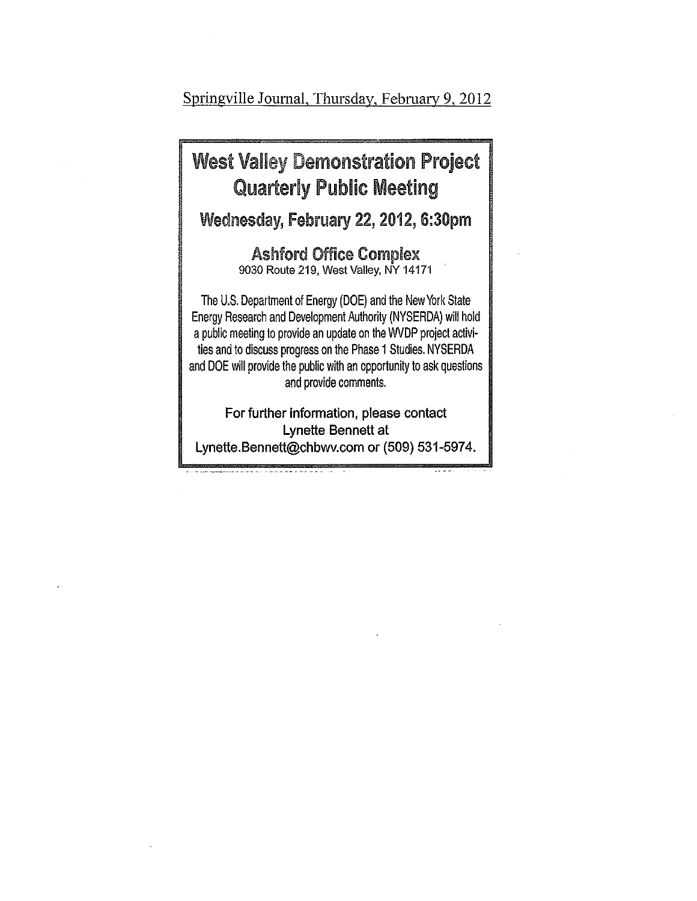Springville Journal, Thursday, February 9, 2012

# West Valley Demonstration Project Quarterly Public Meeting

## Wednesday, February 22, 2012, 6:30pm

### Ashford Office Complex

9030 Route 219, West Valley, NY 14171

The U.S. Department of Energy (DOE) and the New York State Energy Research and Development Authority (NYSERDA) will hold a public meeting to provide an update on the WVDP project activities and to discuss progress on the Phase 1 Studies. NYSERDA and DOE will provide the public with an opportunity to ask questions and provide comments.

For further information, please contact Lynette Bennett at Lynette.Bennett@chbwv.com or (509) 531-5974.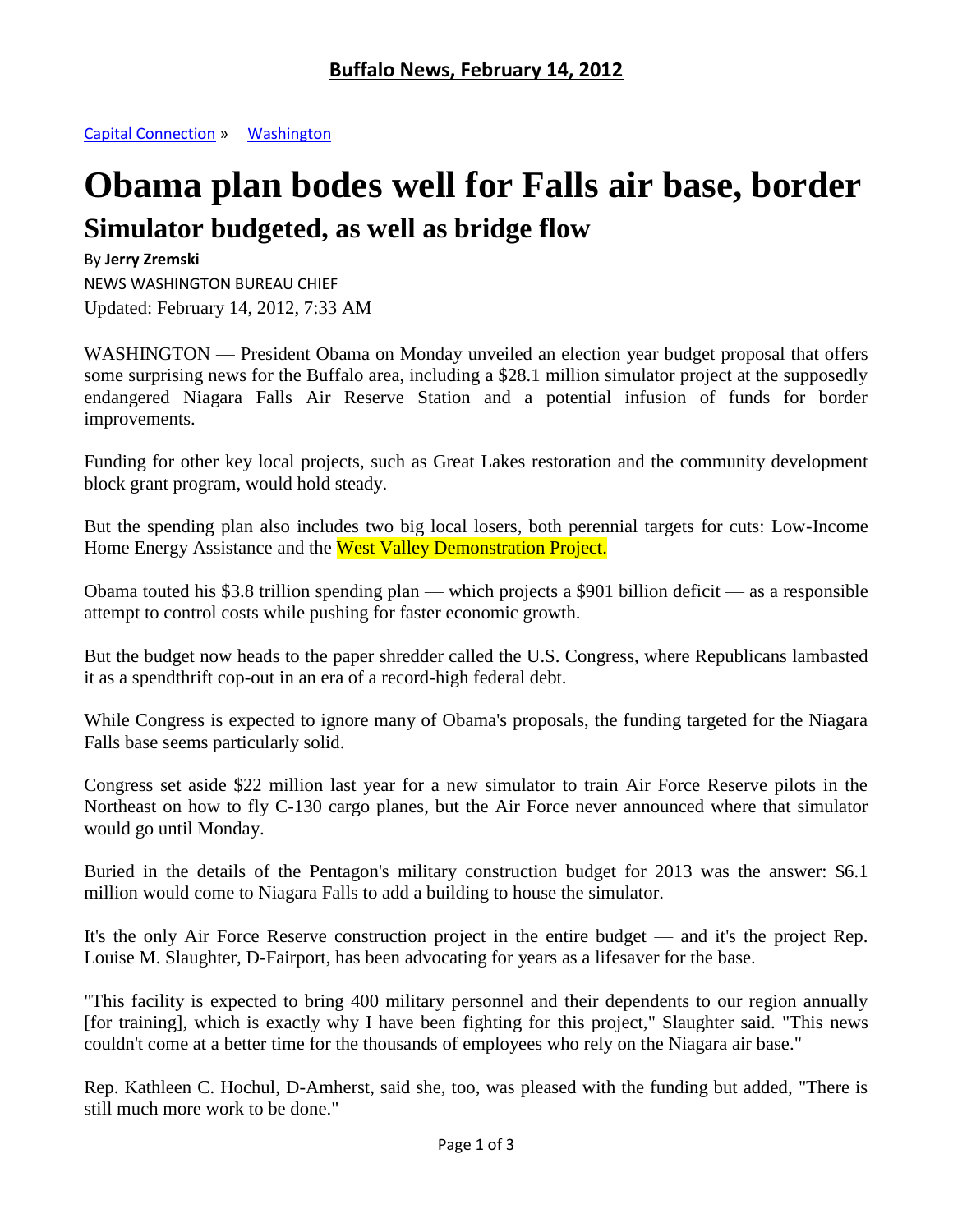# Buffalo News, February 14, 2012

Capital Connection » Washington

# Obama plan bodes well for Falls air base, border

## Simulator budgeted, as well as bridge flow

By **Jerry Zremski**

NEWS WASHINGTON BUREAU CHIEF

Updated: February 14, 2012, 7:33 AM

WASHINGTON — President Obama on Monday unveiled an election year budget proposal that offers some surprising news for the Buffalo area, including a $28.1 million simulator project at the supposedly endangered Niagara Falls Air Reserve Station and a potential infusion of funds for border improvements.

Funding for other key local projects, such as Great Lakes restoration and the community development block grant program, would hold steady.

But the spending plan also includes two big local losers, both perennial targets for cuts: Low-Income Home Energy Assistance and the West Valley Demonstration Project.

Obama touted his $3.8 trillion spending plan — which projects a $901 billion deficit — as a responsible attempt to control costs while pushing for faster economic growth.

But the budget now heads to the paper shredder called the U.S. Congress, where Republicans lambasted it as a spendthrift cop-out in an era of a record-high federal debt.

While Congress is expected to ignore many of Obama's proposals, the funding targeted for the Niagara Falls base seems particularly solid.

Congress set aside $22 million last year for a new simulator to train Air Force Reserve pilots in the Northeast on how to fly C-130 cargo planes, but the Air Force never announced where that simulator would go until Monday.

Buried in the details of the Pentagon's military construction budget for 2013 was the answer: $6.1 million would come to Niagara Falls to add a building to house the simulator.

It's the only Air Force Reserve construction project in the entire budget — and it's the project Rep. Louise M. Slaughter, D-Fairport, has been advocating for years as a lifesaver for the base.

"This facility is expected to bring 400 military personnel and their dependents to our region annually [for training], which is exactly why I have been fighting for this project," Slaughter said. "This news couldn't come at a better time for the thousands of employees who rely on the Niagara air base."

Rep. Kathleen C. Hochul, D-Amherst, said she, too, was pleased with the funding but added, "There is still much more work to be done."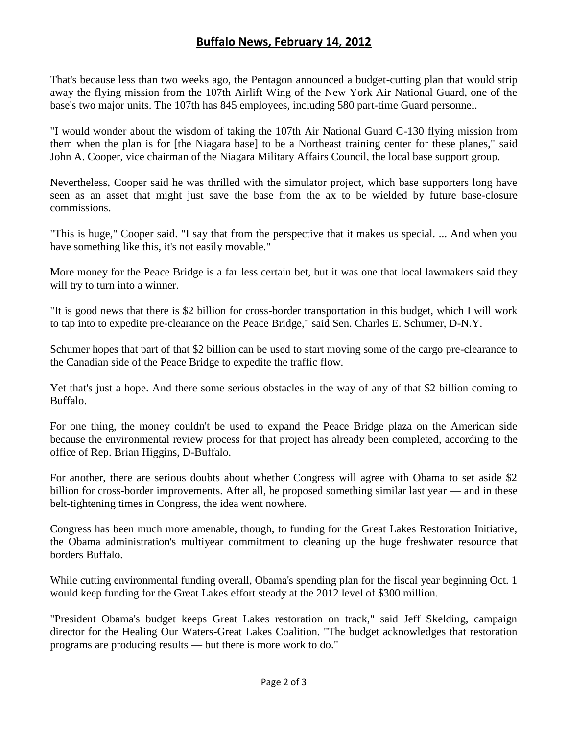## Buffalo News, February 14, 2012

That's because less than two weeks ago, the Pentagon announced a budget-cutting plan that would strip away the flying mission from the 107th Airlift Wing of the New York Air National Guard, one of the base's two major units. The 107th has 845 employees, including 580 part-time Guard personnel.

"I would wonder about the wisdom of taking the 107th Air National Guard C-130 flying mission from them when the plan is for [the Niagara base] to be a Northeast training center for these planes," said John A. Cooper, vice chairman of the Niagara Military Affairs Council, the local base support group.

Nevertheless, Cooper said he was thrilled with the simulator project, which base supporters long have seen as an asset that might just save the base from the ax to be wielded by future base-closure commissions.

"This is huge," Cooper said. "I say that from the perspective that it makes us special. ... And when you have something like this, it's not easily movable."

More money for the Peace Bridge is a far less certain bet, but it was one that local lawmakers said they will try to turn into a winner.

"It is good news that there is $2 billion for cross-border transportation in this budget, which I will work to tap into to expedite pre-clearance on the Peace Bridge," said Sen. Charles E. Schumer, D-N.Y.

Schumer hopes that part of that $2 billion can be used to start moving some of the cargo pre-clearance to the Canadian side of the Peace Bridge to expedite the traffic flow.

Yet that's just a hope. And there some serious obstacles in the way of any of that $2 billion coming to Buffalo.

For one thing, the money couldn't be used to expand the Peace Bridge plaza on the American side because the environmental review process for that project has already been completed, according to the office of Rep. Brian Higgins, D-Buffalo.

For another, there are serious doubts about whether Congress will agree with Obama to set aside $2 billion for cross-border improvements. After all, he proposed something similar last year — and in these belt-tightening times in Congress, the idea went nowhere.

Congress has been much more amenable, though, to funding for the Great Lakes Restoration Initiative, the Obama administration's multiyear commitment to cleaning up the huge freshwater resource that borders Buffalo.

While cutting environmental funding overall, Obama's spending plan for the fiscal year beginning Oct. 1 would keep funding for the Great Lakes effort steady at the 2012 level of $300 million.

"President Obama's budget keeps Great Lakes restoration on track," said Jeff Skelding, campaign director for the Healing Our Waters-Great Lakes Coalition. "The budget acknowledges that restoration programs are producing results — but there is more work to do."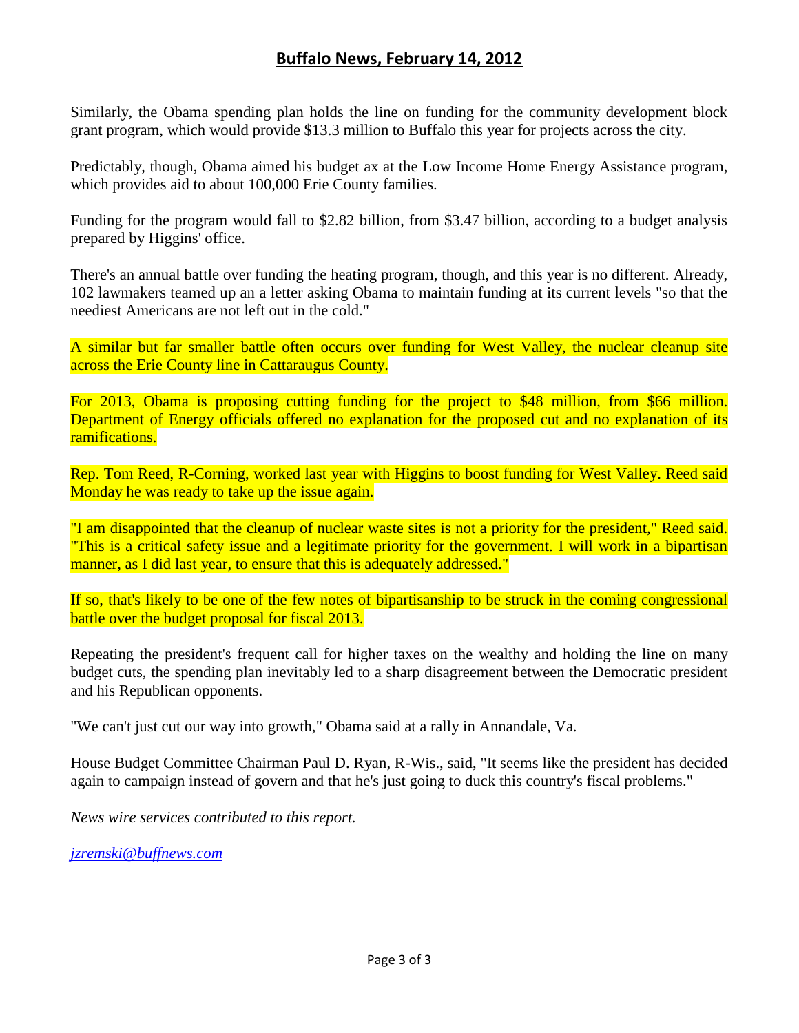## Buffalo News, February 14, 2012

Similarly, the Obama spending plan holds the line on funding for the community development block grant program, which would provide $13.3 million to Buffalo this year for projects across the city.

Predictably, though, Obama aimed his budget ax at the Low Income Home Energy Assistance program, which provides aid to about 100,000 Erie County families.

Funding for the program would fall to $2.82 billion, from $3.47 billion, according to a budget analysis prepared by Higgins' office.

There's an annual battle over funding the heating program, though, and this year is no different. Already, 102 lawmakers teamed up an a letter asking Obama to maintain funding at its current levels "so that the neediest Americans are not left out in the cold."

A similar but far smaller battle often occurs over funding for West Valley, the nuclear cleanup site across the Erie County line in Cattaraugus County.

For 2013, Obama is proposing cutting funding for the project to $48 million, from $66 million. Department of Energy officials offered no explanation for the proposed cut and no explanation of its ramifications.

Rep. Tom Reed, R-Corning, worked last year with Higgins to boost funding for West Valley. Reed said Monday he was ready to take up the issue again.

"I am disappointed that the cleanup of nuclear waste sites is not a priority for the president," Reed said. "This is a critical safety issue and a legitimate priority for the government. I will work in a bipartisan manner, as I did last year, to ensure that this is adequately addressed."

If so, that's likely to be one of the few notes of bipartisanship to be struck in the coming congressional battle over the budget proposal for fiscal 2013.

Repeating the president's frequent call for higher taxes on the wealthy and holding the line on many budget cuts, the spending plan inevitably led to a sharp disagreement between the Democratic president and his Republican opponents.

"We can't just cut our way into growth," Obama said at a rally in Annandale, Va.

House Budget Committee Chairman Paul D. Ryan, R-Wis., said, "It seems like the president has decided again to campaign instead of govern and that he's just going to duck this country's fiscal problems."

*News wire services contributed to this report.*

*jzremski@buffnews.com*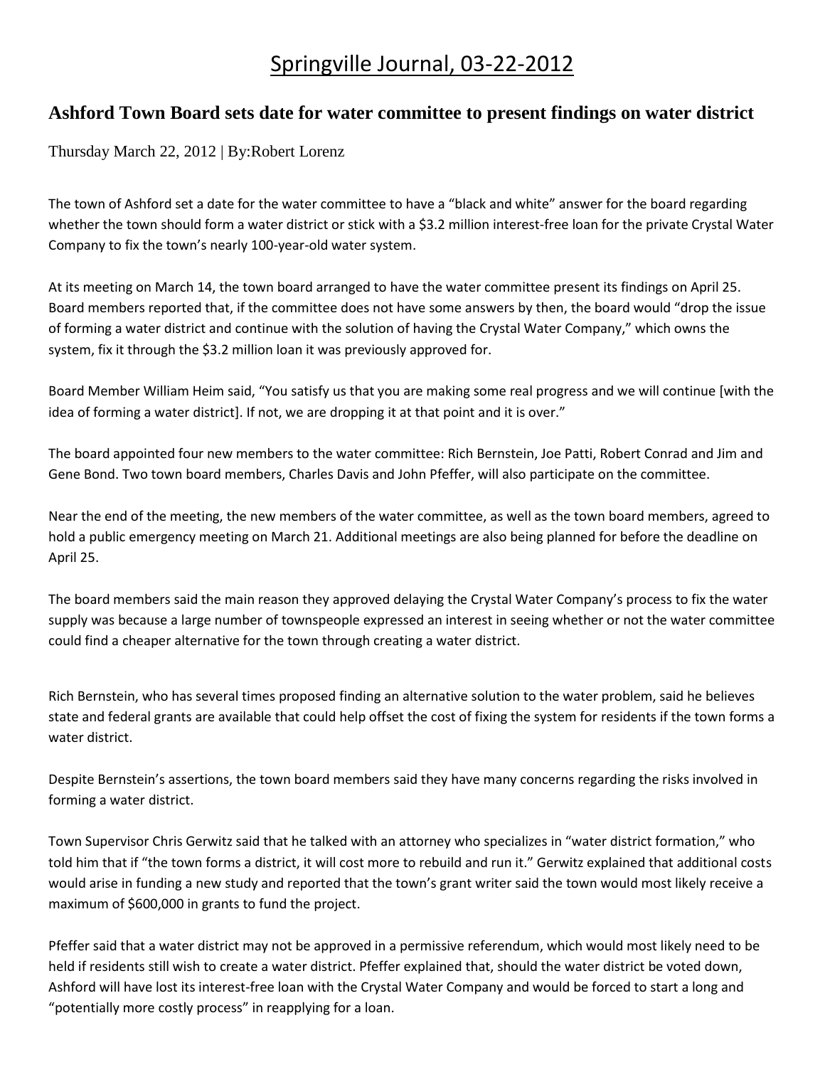# Springville Journal, 03-22-2012

## Ashford Town Board sets date for water committee to present findings on water district

Thursday March 22, 2012 | By:Robert Lorenz

The town of Ashford set a date for the water committee to have a "black and white" answer for the board regarding whether the town should form a water district or stick with a $3.2 million interest-free loan for the private Crystal Water Company to fix the town's nearly 100-year-old water system.

At its meeting on March 14, the town board arranged to have the water committee present its findings on April 25. Board members reported that, if the committee does not have some answers by then, the board would "drop the issue of forming a water district and continue with the solution of having the Crystal Water Company," which owns the system, fix it through the $3.2 million loan it was previously approved for.

Board Member William Heim said, "You satisfy us that you are making some real progress and we will continue [with the idea of forming a water district]. If not, we are dropping it at that point and it is over."

The board appointed four new members to the water committee: Rich Bernstein, Joe Patti, Robert Conrad and Jim and Gene Bond. Two town board members, Charles Davis and John Pfeffer, will also participate on the committee.

Near the end of the meeting, the new members of the water committee, as well as the town board members, agreed to hold a public emergency meeting on March 21. Additional meetings are also being planned for before the deadline on April 25.

The board members said the main reason they approved delaying the Crystal Water Company's process to fix the water supply was because a large number of townspeople expressed an interest in seeing whether or not the water committee could find a cheaper alternative for the town through creating a water district.

Rich Bernstein, who has several times proposed finding an alternative solution to the water problem, said he believes state and federal grants are available that could help offset the cost of fixing the system for residents if the town forms a water district.

Despite Bernstein's assertions, the town board members said they have many concerns regarding the risks involved in forming a water district.

Town Supervisor Chris Gerwitz said that he talked with an attorney who specializes in "water district formation," who told him that if "the town forms a district, it will cost more to rebuild and run it." Gerwitz explained that additional costs would arise in funding a new study and reported that the town's grant writer said the town would most likely receive a maximum of $600,000 in grants to fund the project.

Pfeffer said that a water district may not be approved in a permissive referendum, which would most likely need to be held if residents still wish to create a water district. Pfeffer explained that, should the water district be voted down, Ashford will have lost its interest-free loan with the Crystal Water Company and would be forced to start a long and "potentially more costly process" in reapplying for a loan.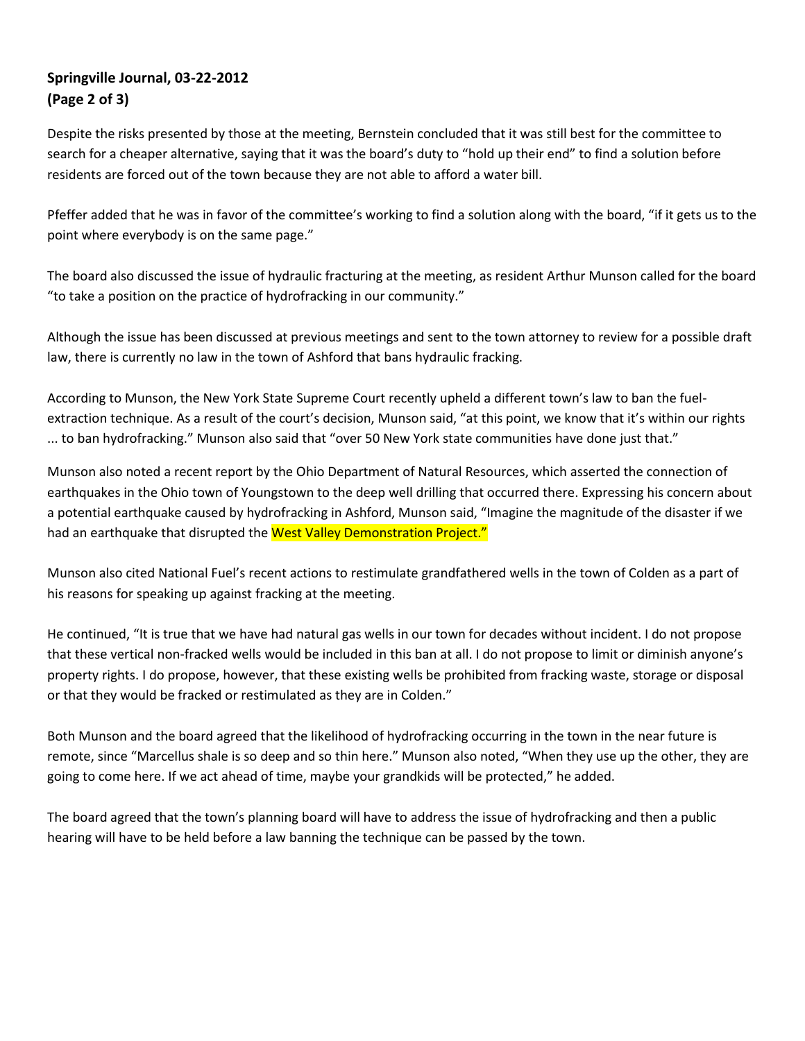**Springville Journal, 03-22-2012**
**(Page 2 of 3)**

Despite the risks presented by those at the meeting, Bernstein concluded that it was still best for the committee to search for a cheaper alternative, saying that it was the board's duty to "hold up their end" to find a solution before residents are forced out of the town because they are not able to afford a water bill.

Pfeffer added that he was in favor of the committee's working to find a solution along with the board, "if it gets us to the point where everybody is on the same page."

The board also discussed the issue of hydraulic fracturing at the meeting, as resident Arthur Munson called for the board "to take a position on the practice of hydrofracking in our community."

Although the issue has been discussed at previous meetings and sent to the town attorney to review for a possible draft law, there is currently no law in the town of Ashford that bans hydraulic fracking.

According to Munson, the New York State Supreme Court recently upheld a different town's law to ban the fuel-extraction technique. As a result of the court's decision, Munson said, "at this point, we know that it's within our rights ... to ban hydrofracking." Munson also said that "over 50 New York state communities have done just that."

Munson also noted a recent report by the Ohio Department of Natural Resources, which asserted the connection of earthquakes in the Ohio town of Youngstown to the deep well drilling that occurred there. Expressing his concern about a potential earthquake caused by hydrofracking in Ashford, Munson said, "Imagine the magnitude of the disaster if we had an earthquake that disrupted the West Valley Demonstration Project."

Munson also cited National Fuel's recent actions to restimulate grandfathered wells in the town of Colden as a part of his reasons for speaking up against fracking at the meeting.

He continued, "It is true that we have had natural gas wells in our town for decades without incident. I do not propose that these vertical non-fracked wells would be included in this ban at all. I do not propose to limit or diminish anyone's property rights. I do propose, however, that these existing wells be prohibited from fracking waste, storage or disposal or that they would be fracked or restimulated as they are in Colden."

Both Munson and the board agreed that the likelihood of hydrofracking occurring in the town in the near future is remote, since "Marcellus shale is so deep and so thin here." Munson also noted, "When they use up the other, they are going to come here. If we act ahead of time, maybe your grandkids will be protected," he added.

The board agreed that the town's planning board will have to address the issue of hydrofracking and then a public hearing will have to be held before a law banning the technique can be passed by the town.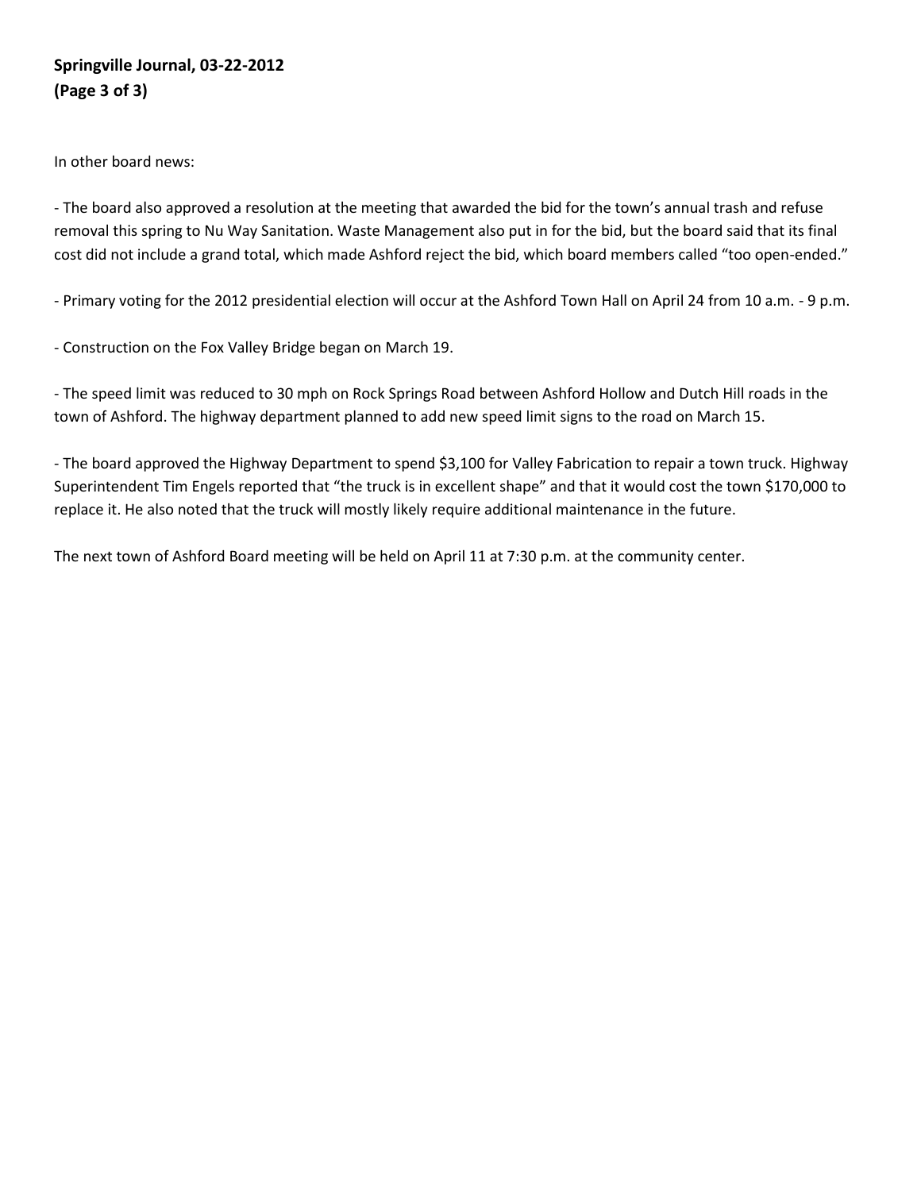In other board news:

- The board also approved a resolution at the meeting that awarded the bid for the town's annual trash and refuse removal this spring to Nu Way Sanitation. Waste Management also put in for the bid, but the board said that its final cost did not include a grand total, which made Ashford reject the bid, which board members called "too open-ended."

- Primary voting for the 2012 presidential election will occur at the Ashford Town Hall on April 24 from 10 a.m. - 9 p.m.

- Construction on the Fox Valley Bridge began on March 19.

- The speed limit was reduced to 30 mph on Rock Springs Road between Ashford Hollow and Dutch Hill roads in the town of Ashford. The highway department planned to add new speed limit signs to the road on March 15.

- The board approved the Highway Department to spend $3,100 for Valley Fabrication to repair a town truck. Highway Superintendent Tim Engels reported that "the truck is in excellent shape" and that it would cost the town $170,000 to replace it. He also noted that the truck will mostly likely require additional maintenance in the future.

The next town of Ashford Board meeting will be held on April 11 at 7:30 p.m. at the community center.